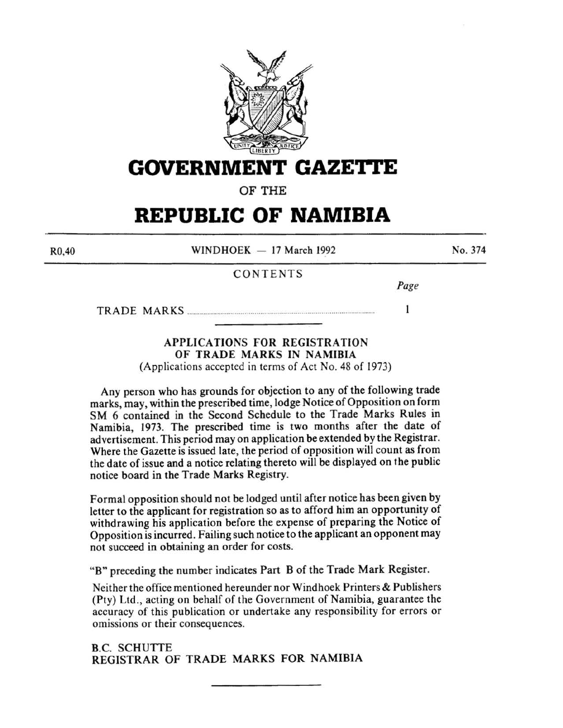# GOVERNMENT GAZETTE

OF THE

# REPUBLIC OF NAMIBIA

R0,40 WINDHOEK — 17 March 1992 No. 374

CONTENTS

| | Page |
|---|---|
| TRADE MARKS | 1 |

## APPLICATIONS FOR REGISTRATION OF TRADE MARKS IN NAMIBIA

(Applications accepted in terms of Act No. 48 of 1973)

Any person who has grounds for objection to any of the following trade marks, may, within the prescribed time, lodge Notice of Opposition on form SM 6 contained in the Second Schedule to the Trade Marks Rules in Namibia, 1973. The prescribed time is two months after the date of advertisement. This period may on application be extended by the Registrar. Where the Gazette is issued late, the period of opposition will count as from the date of issue and a notice relating thereto will be displayed on the public notice board in the Trade Marks Registry.

Formal opposition should not be lodged until after notice has been given by letter to the applicant for registration so as to afford him an opportunity of withdrawing his application before the expense of preparing the Notice of Opposition is incurred. Failing such notice to the applicant an opponent may not succeed in obtaining an order for costs.

"B" preceding the number indicates Part B of the Trade Mark Register.

Neither the office mentioned hereunder nor Windhoek Printers & Publishers (Pty) Ltd., acting on behalf of the Government of Namibia, guarantee the accuracy of this publication or undertake any responsibility for errors or omissions or their consequences.

B.C. SCHUTTE
REGISTRAR OF TRADE MARKS FOR NAMIBIA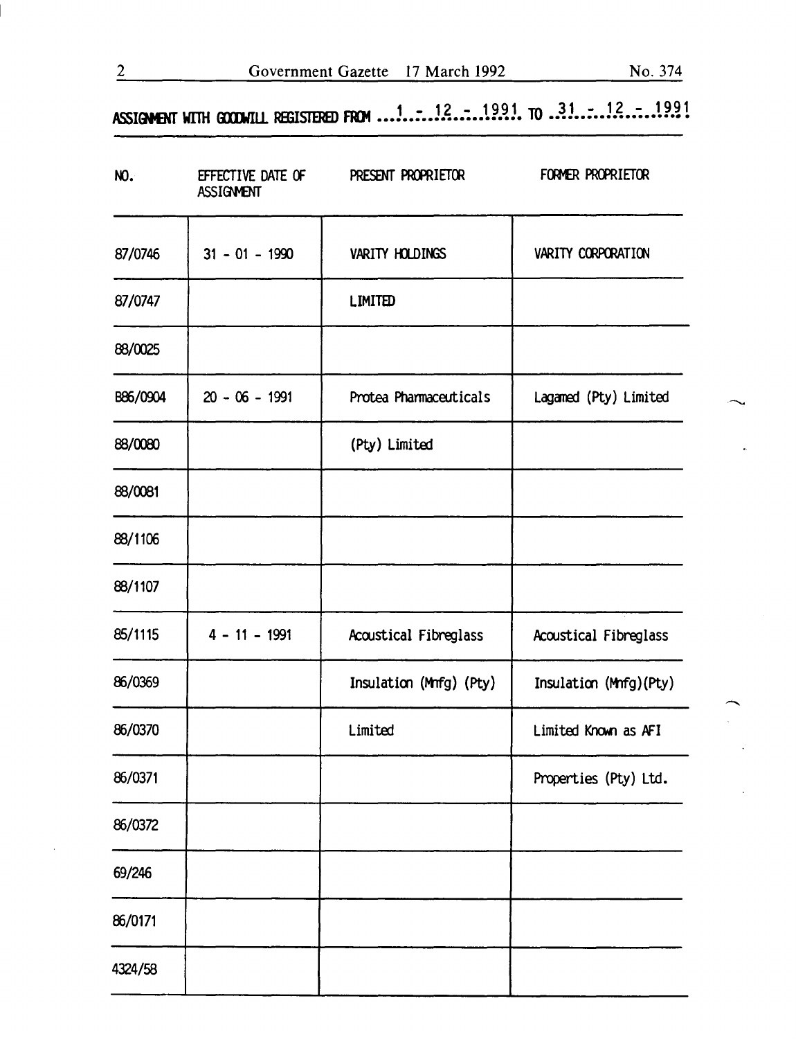ASSIGNMENT WITH GOODWILL REGISTERED FROM 1 - 12 - 1991 TO 31 - 12 - 1991

| NO. | EFFECTIVE DATE OF ASSIGNMENT | PRESENT PROPRIETOR | FORMER PROPRIETOR |
|---|---|---|---|
| 87/0746 | 31 - 01 - 1990 | VARITY HOLDINGS | VARITY CORPORATION |
| 87/0747 | | LIMITED | |
| 88/0025 | | | |
| B86/0904 | 20 - 06 - 1991 | Protea Pharmaceuticals | Lagamed (Pty) Limited |
| 88/0080 | | (Pty) Limited | |
| 88/0081 | | | |
| 88/1106 | | | |
| 88/1107 | | | |
| 85/1115 | 4 - 11 - 1991 | Acoustical Fibreglass | Acoustical Fibreglass |
| 86/0369 | | Insulation (Mnfg) (Pty) | Insulation (Mnfg)(Pty) |
| 86/0370 | | Limited | Limited Known as AFI |
| 86/0371 | | | Properties (Pty) Ltd. |
| 86/0372 | | | |
| 69/246 | | | |
| 86/0171 | | | |
| 4324/58 | | | |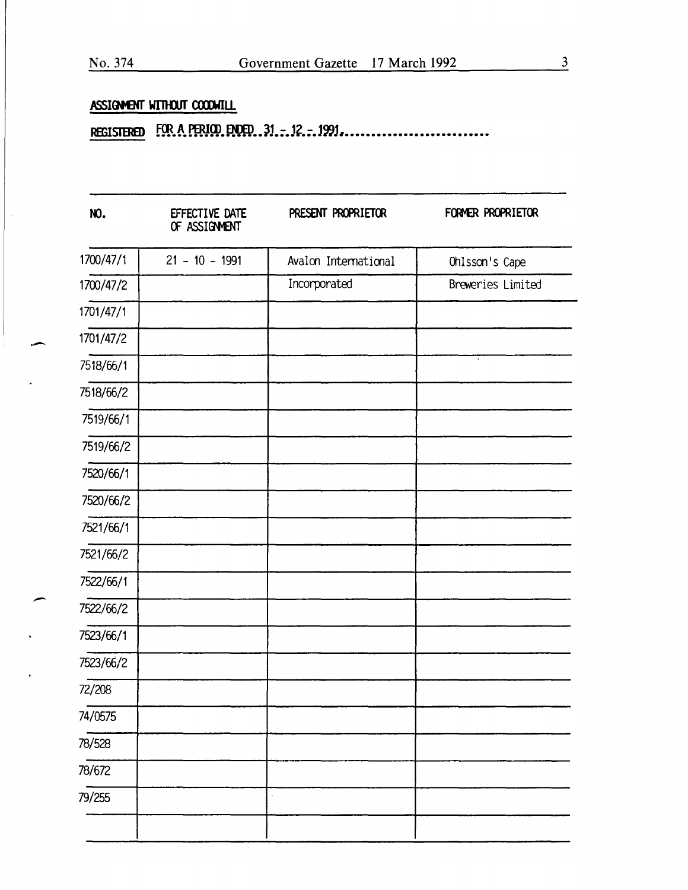## ASSIGNMENT WITHOUT GOODWILL

REGISTERED FOR A PERIOD ENDED 31 - 12 - 1991.

| NO. | EFFECTIVE DATE OF ASSIGNMENT | PRESENT PROPRIETOR | FORMER PROPRIETOR |
|---|---|---|---|
| 1700/47/1 | 21 - 10 - 1991 | Avalon International | Ohlsson's Cape |
| 1700/47/2 | | Incorporated | Breweries Limited |
| 1701/47/1 | | | |
| 1701/47/2 | | | |
| 7518/66/1 | | | |
| 7518/66/2 | | | |
| 7519/66/1 | | | |
| 7519/66/2 | | | |
| 7520/66/1 | | | |
| 7520/66/2 | | | |
| 7521/66/1 | | | |
| 7521/66/2 | | | |
| 7522/66/1 | | | |
| 7522/66/2 | | | |
| 7523/66/1 | | | |
| 7523/66/2 | | | |
| 72/208 | | | |
| 74/0575 | | | |
| 78/528 | | | |
| 78/672 | | | |
| 79/255 | | | |
| | | | |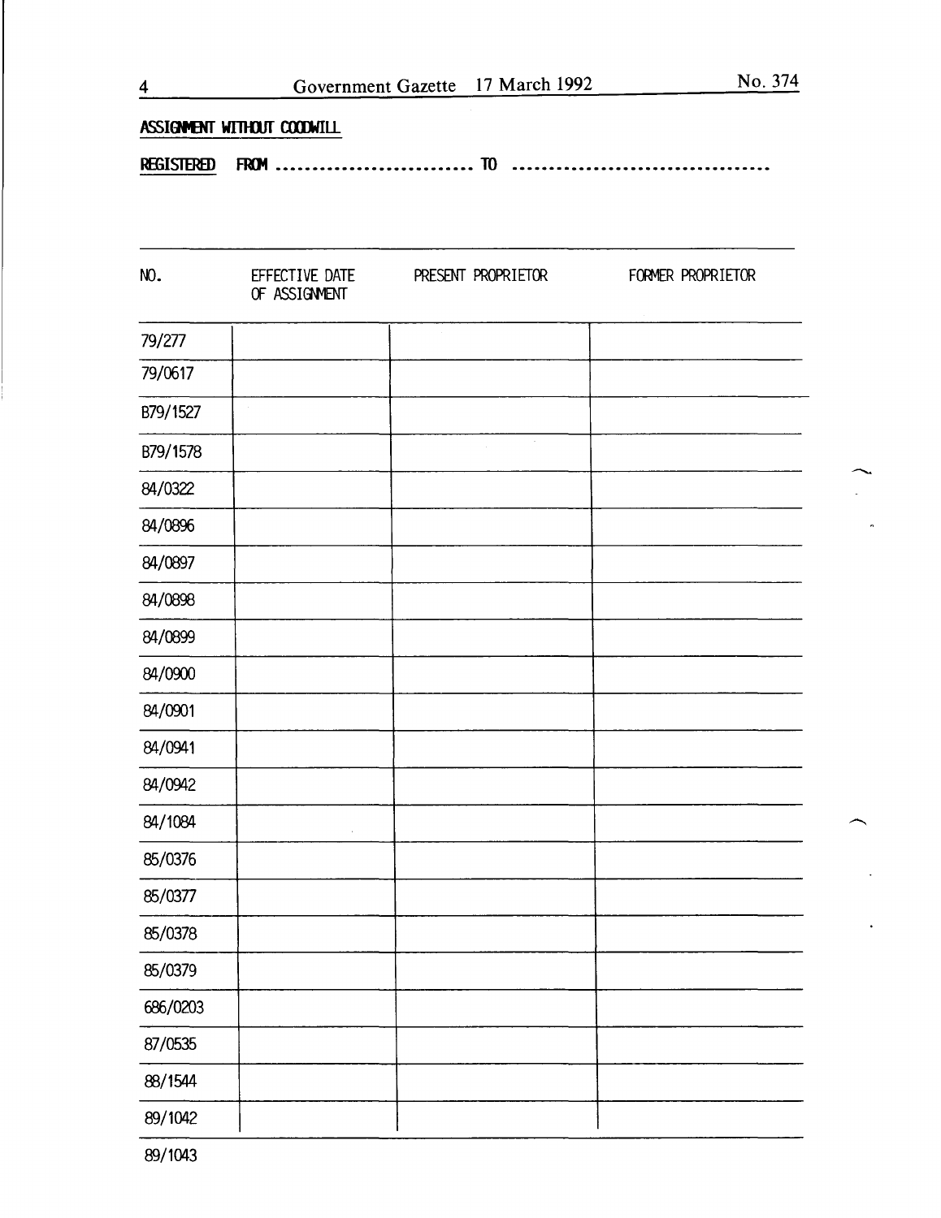## ASSIGNMENT WITHOUT GOODWILL

**REGISTERED FROM** .......................... **TO** ..................................

| NO. | EFFECTIVE DATE OF ASSIGNMENT | PRESENT PROPRIETOR | FORMER PROPRIETOR |
|---|---|---|---|
| 79/277 | | | |
| 79/0617 | | | |
| B79/1527 | | | |
| B79/1578 | | | |
| 84/0322 | | | |
| 84/0896 | | | |
| 84/0897 | | | |
| 84/0898 | | | |
| 84/0899 | | | |
| 84/0900 | | | |
| 84/0901 | | | |
| 84/0941 | | | |
| 84/0942 | | | |
| 84/1084 | | | |
| 85/0376 | | | |
| 85/0377 | | | |
| 85/0378 | | | |
| 85/0379 | | | |
| 686/0203 | | | |
| 87/0535 | | | |
| 88/1544 | | | |
| 89/1042 | | | |
| 89/1043 | | | |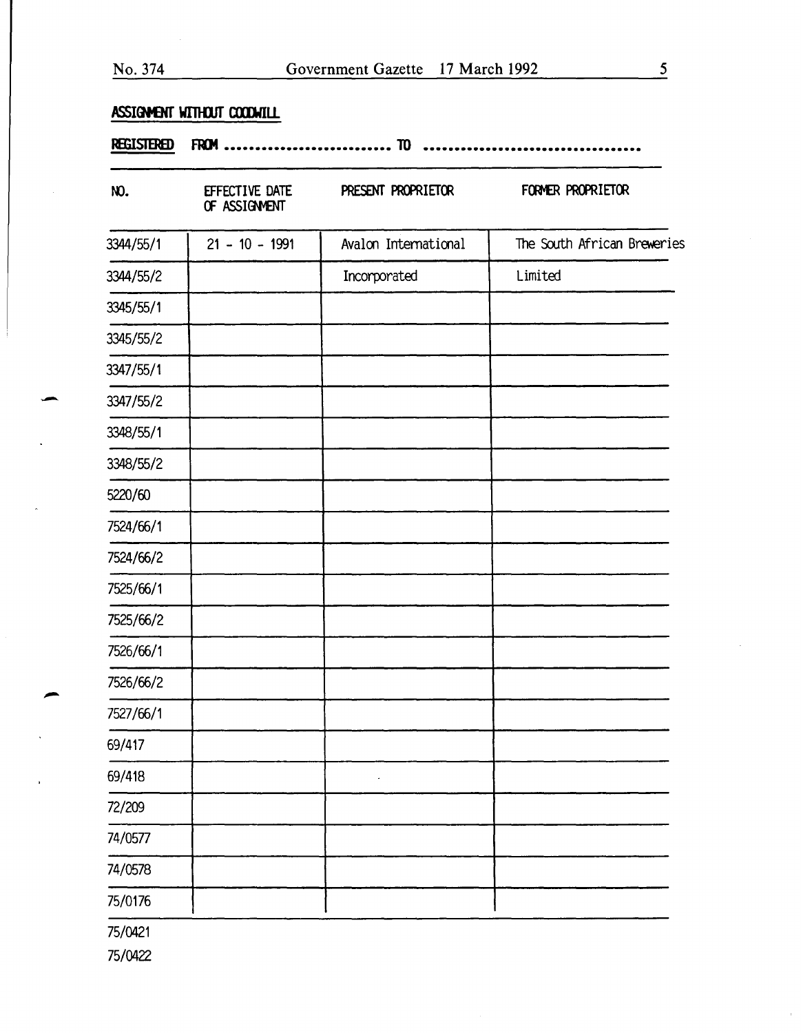**ASSIGNMENT WITHOUT GOODWILL**

**REGISTERED** FROM .......................... TO ..............................

| NO. | EFFECTIVE DATE OF ASSIGNMENT | PRESENT PROPRIETOR | FORMER PROPRIETOR |
|---|---|---|---|
| 3344/55/1 | 21 - 10 - 1991 | Avalon International | The South African Breweries |
| 3344/55/2 | | Incorporated | Limited |
| 3345/55/1 | | | |
| 3345/55/2 | | | |
| 3347/55/1 | | | |
| 3347/55/2 | | | |
| 3348/55/1 | | | |
| 3348/55/2 | | | |
| 5220/60 | | | |
| 7524/66/1 | | | |
| 7524/66/2 | | | |
| 7525/66/1 | | | |
| 7525/66/2 | | | |
| 7526/66/1 | | | |
| 7526/66/2 | | | |
| 7527/66/1 | | | |
| 69/417 | | | |
| 69/418 | | | |
| 72/209 | | | |
| 74/0577 | | | |
| 74/0578 | | | |
| 75/0176 | | | |
| 75/0421 | | | |
| 75/0422 | | | |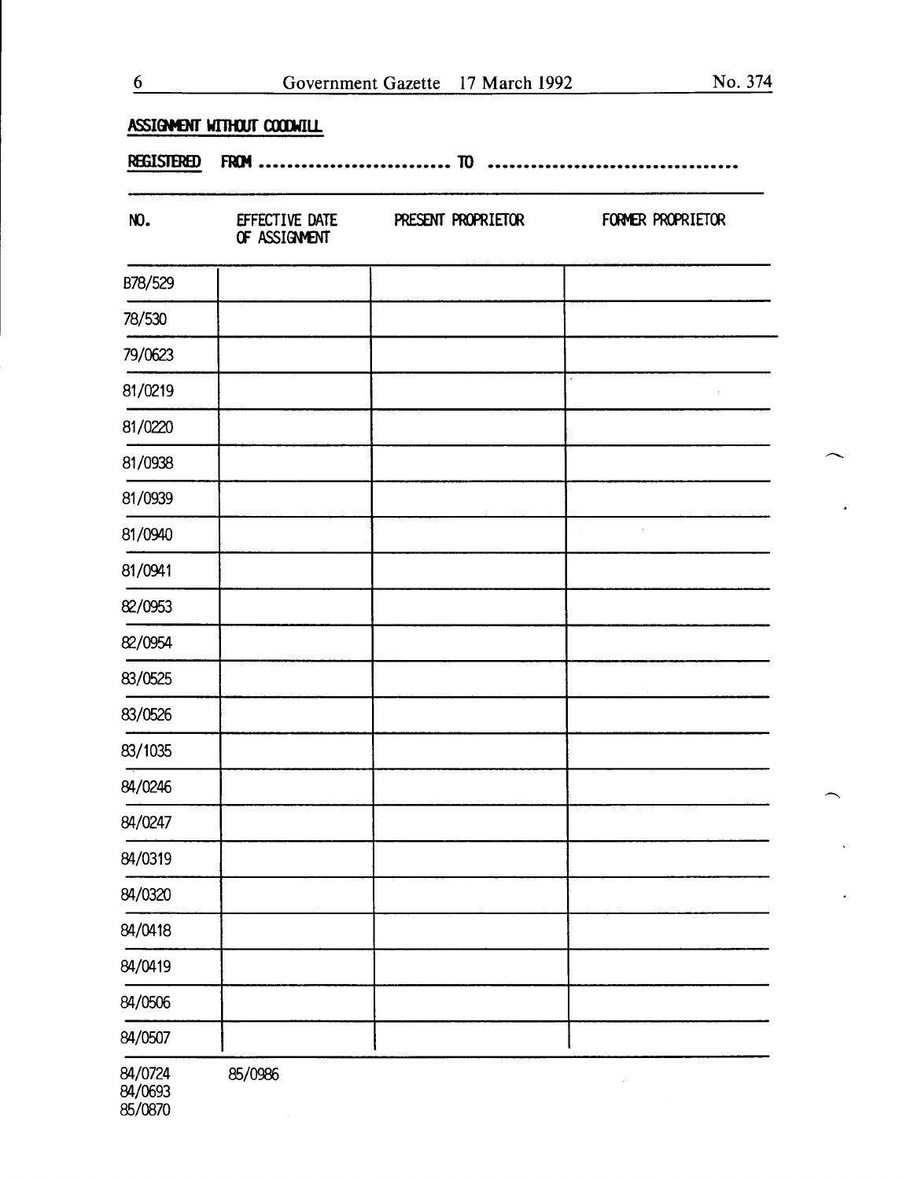## ASSIGNMENT WITHOUT GOODWILL

**REGISTERED** FROM .............................. TO ..................................

| NO. | EFFECTIVE DATE OF ASSIGNMENT | PRESENT PROPRIETOR | FORMER PROPRIETOR |
|---|---|---|---|
| B78/529 | | | |
| 78/530 | | | |
| 79/0623 | | | |
| 81/0219 | | | |
| 81/0220 | | | |
| 81/0938 | | | |
| 81/0939 | | | |
| 81/0940 | | | |
| 81/0941 | | | |
| 82/0953 | | | |
| 82/0954 | | | |
| 83/0525 | | | |
| 83/0526 | | | |
| 83/1035 | | | |
| 84/0246 | | | |
| 84/0247 | | | |
| 84/0319 | | | |
| 84/0320 | | | |
| 84/0418 | | | |
| 84/0419 | | | |
| 84/0506 | | | |
| 84/0507 | | | |

84/0724 85/0986
84/0693
85/0870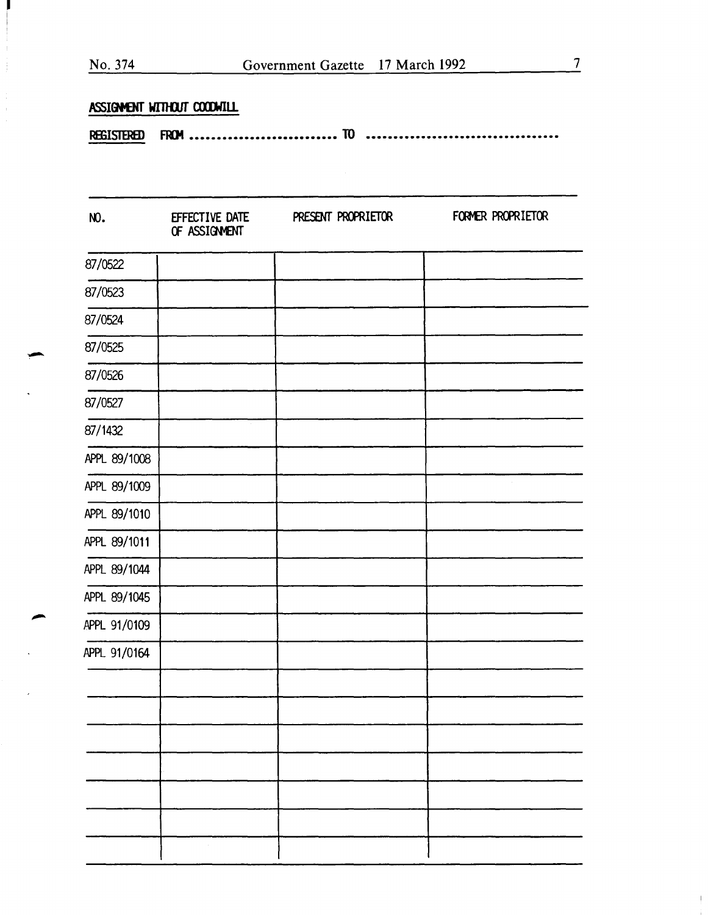## ASSIGNMENT WITHOUT GOODWILL

REGISTERED FROM ........................... TO .................................

| NO. | EFFECTIVE DATE OF ASSIGNMENT | PRESENT PROPRIETOR | FORMER PROPRIETOR |
|---|---|---|---|
| 87/0522 | | | |
| 87/0523 | | | |
| 87/0524 | | | |
| 87/0525 | | | |
| 87/0526 | | | |
| 87/0527 | | | |
| 87/1432 | | | |
| APPL 89/1008 | | | |
| APPL 89/1009 | | | |
| APPL 89/1010 | | | |
| APPL 89/1011 | | | |
| APPL 89/1044 | | | |
| APPL 89/1045 | | | |
| APPL 91/0109 | | | |
| APPL 91/0164 | | | |
| | | | |
| | | | |
| | | | |
| | | | |
| | | | |
| | | | |
| | | | |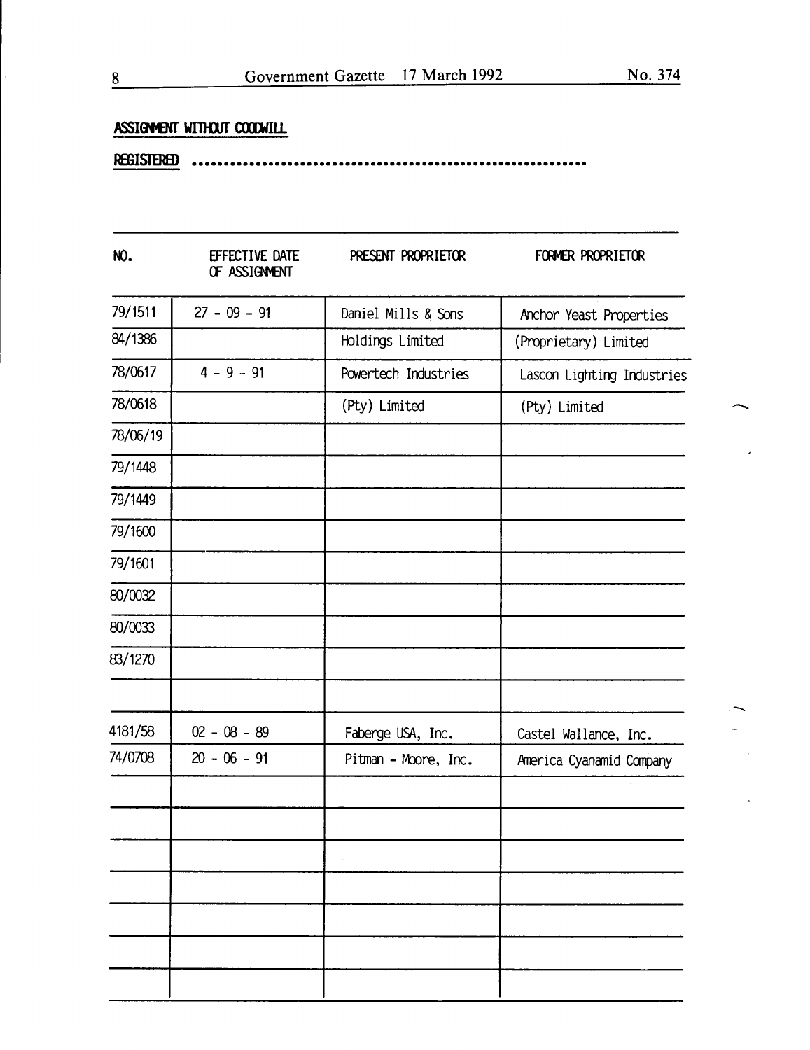**ASSIGNMENT WITHOUT GOODWILL**

**REGISTERED** ........................................................

| NO. | EFFECTIVE DATE OF ASSIGNMENT | PRESENT PROPRIETOR | FORMER PROPRIETOR |
|---|---|---|---|
| 79/1511 | 27 - 09 - 91 | Daniel Mills & Sons | Anchor Yeast Properties |
| 84/1386 | | Holdings Limited | (Proprietary) Limited |
| 78/0617 | 4 - 9 - 91 | Powertech Industries | Lascon Lighting Industries |
| 78/0618 | | (Pty) Limited | (Pty) Limited |
| 78/06/19 | | | |
| 79/1448 | | | |
| 79/1449 | | | |
| 79/1600 | | | |
| 79/1601 | | | |
| 80/0032 | | | |
| 80/0033 | | | |
| 83/1270 | | | |
| | | | |
| 4181/58 | 02 - 08 - 89 | Faberge USA, Inc. | Castel Wallance, Inc. |
| 74/0708 | 20 - 06 - 91 | Pitman - Moore, Inc. | America Cyanamid Company |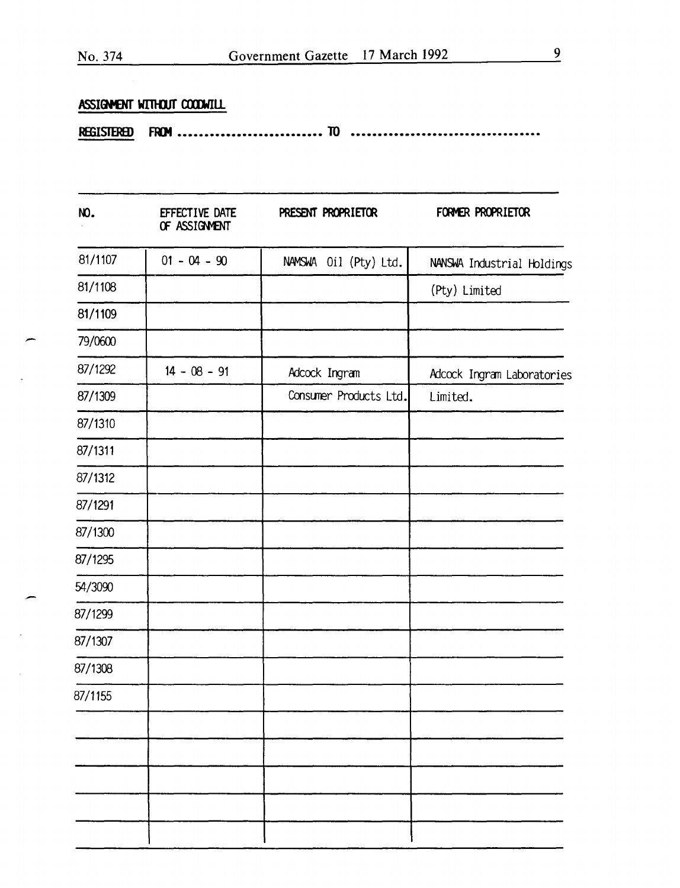**ASSIGNMENT WITHOUT GOODWILL**

**REGISTERED** FROM ............................ TO ....................................

| NO. | EFFECTIVE DATE OF ASSIGNMENT | PRESENT PROPRIETOR | FORMER PROPRIETOR |
|---|---|---|---|
| 81/1107 | 01 - 04 - 90 | NAMSWA Oil (Pty) Ltd. | NANSWA Industrial Holdings |
| 81/1108 | | | (Pty) Limited |
| 81/1109 | | | |
| 79/0600 | | | |
| 87/1292 | 14 - 08 - 91 | Adcock Ingram | Adcock Ingram Laboratories |
| 87/1309 | | Consumer Products Ltd. | Limited. |
| 87/1310 | | | |
| 87/1311 | | | |
| 87/1312 | | | |
| 87/1291 | | | |
| 87/1300 | | | |
| 87/1295 | | | |
| 54/3090 | | | |
| 87/1299 | | | |
| 87/1307 | | | |
| 87/1308 | | | |
| 87/1155 | | | |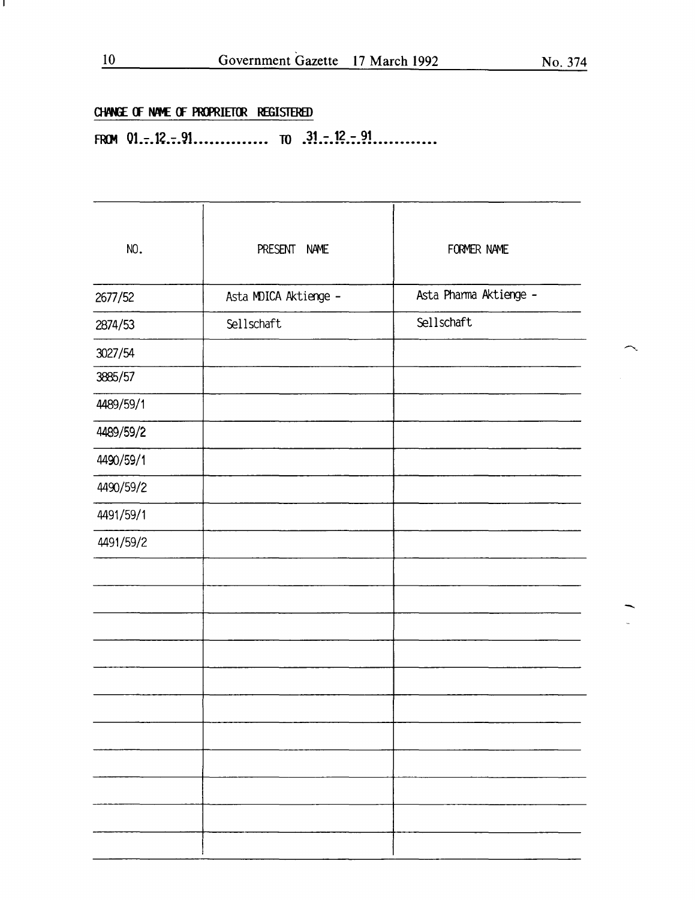## CHANGE OF NAME OF PROPRIETOR REGISTERED

FROM 01.-.12.-.91.............. TO .31.-.12.-.91............

| NO. | PRESENT NAME | FORMER NAME |
|---|---|---|
| 2677/52 | Asta MDICA Aktienge - | Asta Pharma Aktienge - |
| 2874/53 | Sellschaft | Sellschaft |
| 3027/54 | | |
| 3885/57 | | |
| 4489/59/1 | | |
| 4489/59/2 | | |
| 4490/59/1 | | |
| 4490/59/2 | | |
| 4491/59/1 | | |
| 4491/59/2 | | |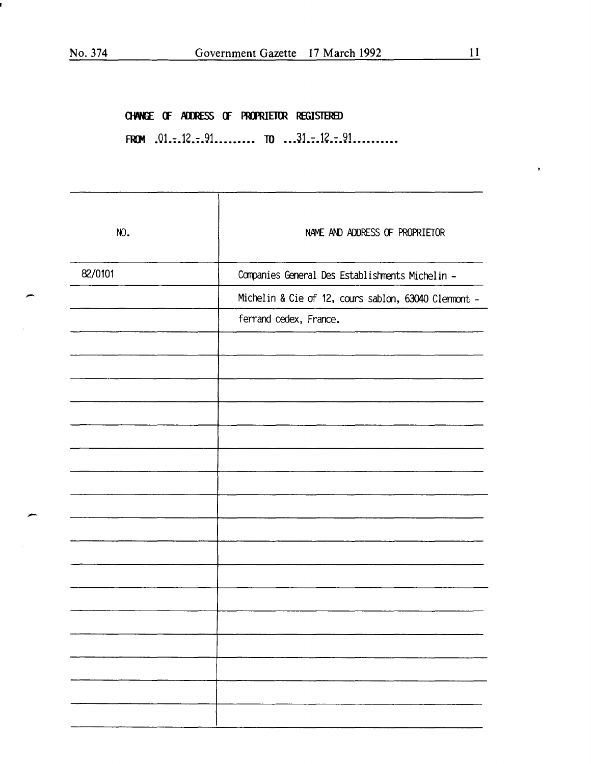**CHANGE OF ADDRESS OF PROPRIETOR REGISTERED**

**FROM** .01.-.12.-.91......... **TO** ...31.-.12.-.91..........

| NO. | NAME AND ADDRESS OF PROPRIETOR |
|---|---|
| 82/0101 | Companies General Des Establishments Michelin - |
| | Michelin & Cie of 12, cours sablon, 63040 Clermont - |
| | ferrand cedex, France. |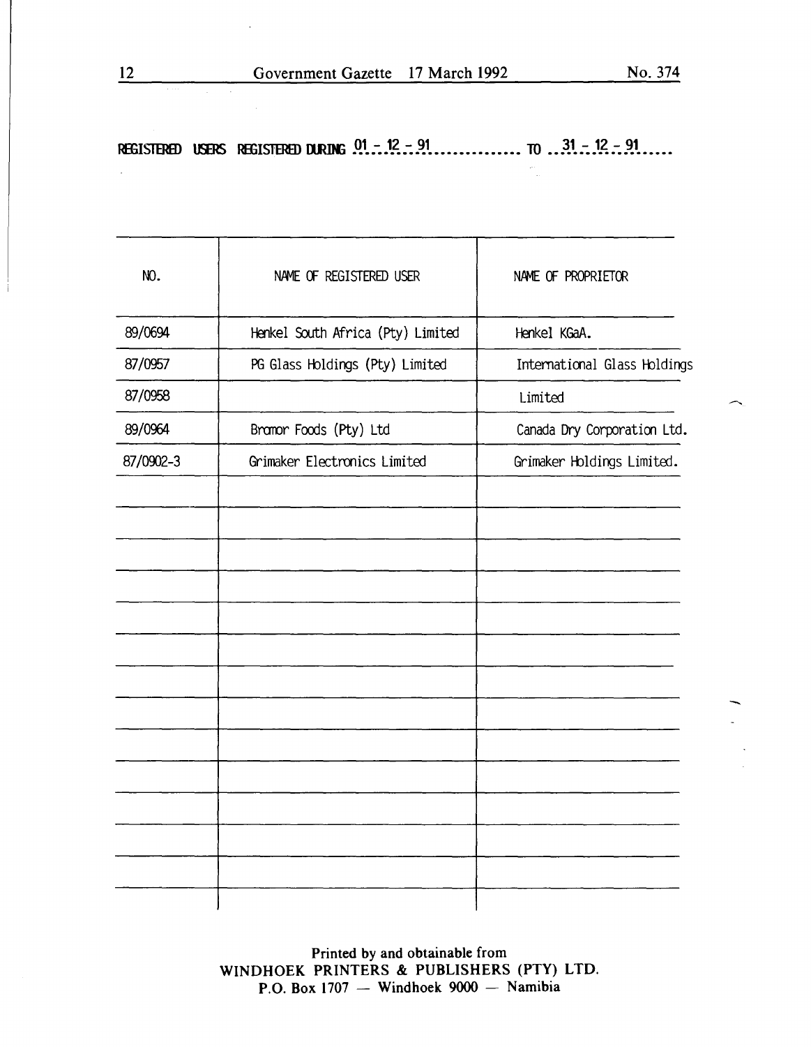REGISTERED USERS REGISTERED DURING 01 - 12 - 91 .............. TO 31 - 12 - 91 .....

| NO. | NAME OF REGISTERED USER | NAME OF PROPRIETOR |
|---|---|---|
| 89/0694 | Henkel South Africa (Pty) Limited | Henkel KGaA. |
| 87/0957 | PG Glass Holdings (Pty) Limited | International Glass Holdings |
| 87/0958 | | Limited |
| 89/0964 | Bromor Foods (Pty) Ltd | Canada Dry Corporation Ltd. |
| 87/0902-3 | Grimaker Electronics Limited | Grimaker Holdings Limited. |
| | | |
| | | |
| | | |
| | | |
| | | |
| | | |
| | | |
| | | |
| | | |
| | | |
| | | |
| | | |
| | | |

Printed by and obtainable from
WINDHOEK PRINTERS & PUBLISHERS (PTY) LTD.
P.O. Box 1707 — Windhoek 9000 — Namibia